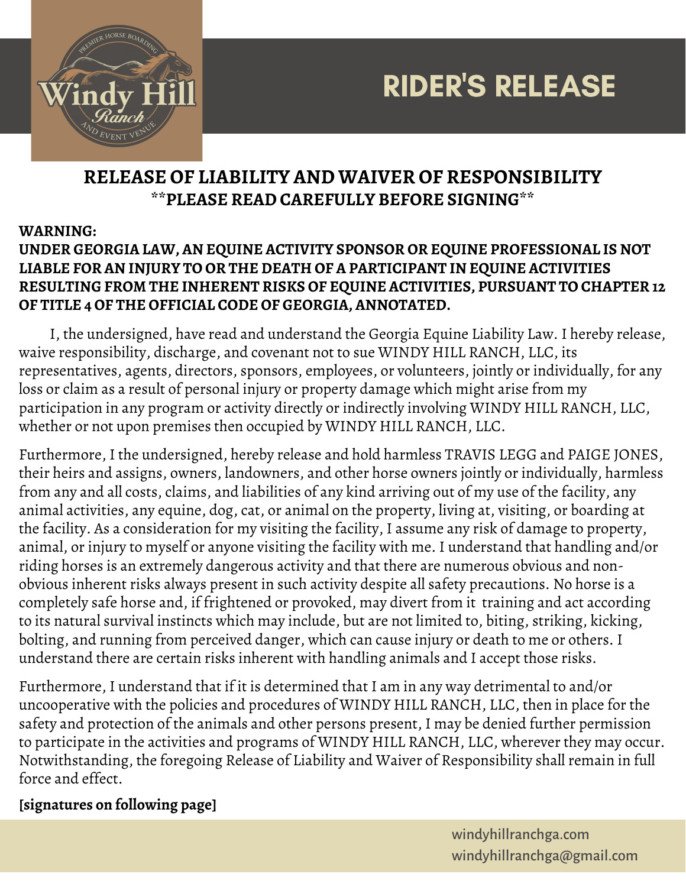# RIDER'S RELEASE

## RELEASE OF LIABILITY AND WAIVER OF RESPONSIBILITY
**\*\*PLEASE READ CAREFULLY BEFORE SIGNING\*\***

**WARNING:**
**UNDER GEORGIA LAW, AN EQUINE ACTIVITY SPONSOR OR EQUINE PROFESSIONAL IS NOT LIABLE FOR AN INJURY TO OR THE DEATH OF A PARTICIPANT IN EQUINE ACTIVITIES RESULTING FROM THE INHERENT RISKS OF EQUINE ACTIVITIES, PURSUANT TO CHAPTER 12 OF TITLE 4 OF THE OFFICIAL CODE OF GEORGIA, ANNOTATED.**

I, the undersigned, have read and understand the Georgia Equine Liability Law. I hereby release, waive responsibility, discharge, and covenant not to sue WINDY HILL RANCH, LLC, its representatives, agents, directors, sponsors, employees, or volunteers, jointly or individually, for any loss or claim as a result of personal injury or property damage which might arise from my participation in any program or activity directly or indirectly involving WINDY HILL RANCH, LLC, whether or not upon premises then occupied by WINDY HILL RANCH, LLC.

Furthermore, I the undersigned, hereby release and hold harmless TRAVIS LEGG and PAIGE JONES, their heirs and assigns, owners, landowners, and other horse owners jointly or individually, harmless from any and all costs, claims, and liabilities of any kind arriving out of my use of the facility, any animal activities, any equine, dog, cat, or animal on the property, living at, visiting, or boarding at the facility. As a consideration for my visiting the facility, I assume any risk of damage to property, animal, or injury to myself or anyone visiting the facility with me. I understand that handling and/or riding horses is an extremely dangerous activity and that there are numerous obvious and non-obvious inherent risks always present in such activity despite all safety precautions. No horse is a completely safe horse and, if frightened or provoked, may divert from it training and act according to its natural survival instincts which may include, but are not limited to, biting, striking, kicking, bolting, and running from perceived danger, which can cause injury or death to me or others. I understand there are certain risks inherent with handling animals and I accept those risks.

Furthermore, I understand that if it is determined that I am in any way detrimental to and/or uncooperative with the policies and procedures of WINDY HILL RANCH, LLC, then in place for the safety and protection of the animals and other persons present, I may be denied further permission to participate in the activities and programs of WINDY HILL RANCH, LLC, wherever they may occur. Notwithstanding, the foregoing Release of Liability and Waiver of Responsibility shall remain in full force and effect.

**[signatures on following page]**

windyhillranchga.com
windyhillranchga@gmail.com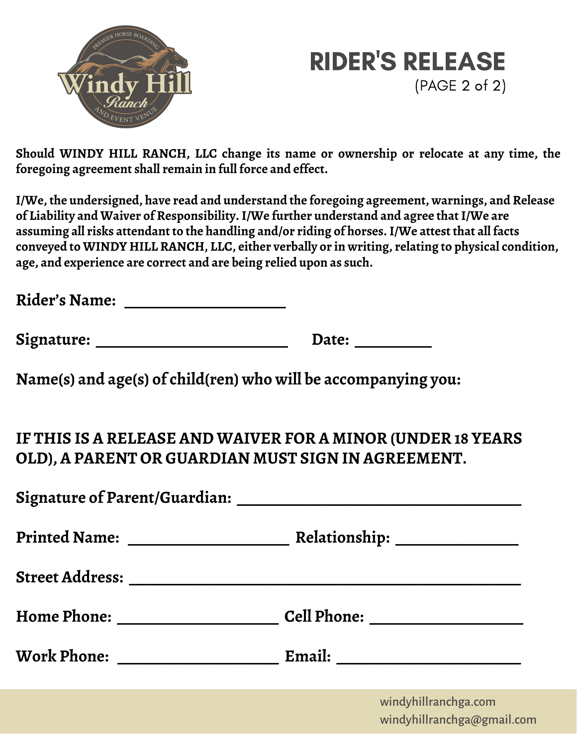# RIDER'S RELEASE

(PAGE 2 of 2)

**Should WINDY HILL RANCH, LLC change its name or ownership or relocate at any time, the foregoing agreement shall remain in full force and effect.**

**I/We, the undersigned, have read and understand the foregoing agreement, warnings, and Release of Liability and Waiver of Responsibility. I/We further understand and agree that I/We are assuming all risks attendant to the handling and/or riding of horses. I/We attest that all facts conveyed to WINDY HILL RANCH, LLC, either verbally or in writing, relating to physical condition, age, and experience are correct and are being relied upon as such.**

**Rider's Name:** ____________________

**Signature:** ________________________ **Date:** _________

**Name(s) and age(s) of child(ren) who will be accompanying you:**

**IF THIS IS A RELEASE AND WAIVER FOR A MINOR (UNDER 18 YEARS OLD), A PARENT OR GUARDIAN MUST SIGN IN AGREEMENT.**

**Signature of Parent/Guardian:** ____________________________________

**Printed Name:** ____________________ **Relationship:** _______________

**Street Address:** __________________________________________________

**Home Phone:** ____________________ **Cell Phone:** ___________________

**Work Phone:** ____________________ **Email:** _______________________

windyhillranchga.com
windyhillranchga@gmail.com